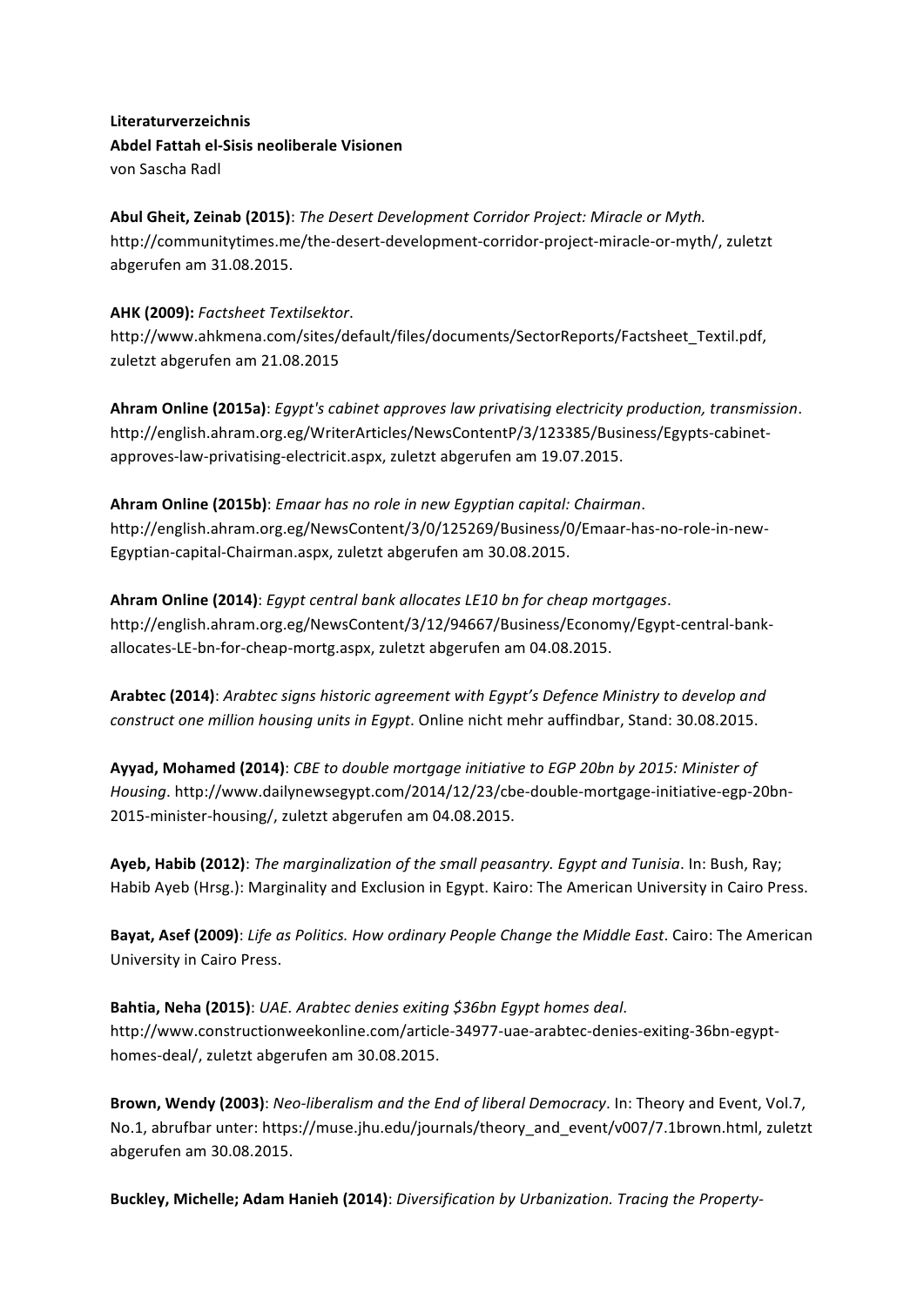**Literaturverzeichnis**
**Abdel Fattah el-Sisis neoliberale Visionen**
von Sascha Radl

**Abul Gheit, Zeinab (2015)**: *The Desert Development Corridor Project: Miracle or Myth.* http://communitytimes.me/the-desert-development-corridor-project-miracle-or-myth/, zuletzt abgerufen am 31.08.2015.

**AHK (2009):** *Factsheet Textilsektor*. http://www.ahkmena.com/sites/default/files/documents/SectorReports/Factsheet_Textil.pdf, zuletzt abgerufen am 21.08.2015

**Ahram Online (2015a)**: *Egypt's cabinet approves law privatising electricity production, transmission*. http://english.ahram.org.eg/WriterArticles/NewsContentP/3/123385/Business/Egypts-cabinet-approves-law-privatising-electricit.aspx, zuletzt abgerufen am 19.07.2015.

**Ahram Online (2015b)**: *Emaar has no role in new Egyptian capital: Chairman*. http://english.ahram.org.eg/NewsContent/3/0/125269/Business/0/Emaar-has-no-role-in-new-Egyptian-capital-Chairman.aspx, zuletzt abgerufen am 30.08.2015.

**Ahram Online (2014)**: *Egypt central bank allocates LE10 bn for cheap mortgages*. http://english.ahram.org.eg/NewsContent/3/12/94667/Business/Economy/Egypt-central-bank-allocates-LE-bn-for-cheap-mortg.aspx, zuletzt abgerufen am 04.08.2015.

**Arabtec (2014)**: *Arabtec signs historic agreement with Egypt's Defence Ministry to develop and construct one million housing units in Egypt*. Online nicht mehr auffindbar, Stand: 30.08.2015.

**Ayyad, Mohamed (2014)**: *CBE to double mortgage initiative to EGP 20bn by 2015: Minister of Housing*. http://www.dailynewsegypt.com/2014/12/23/cbe-double-mortgage-initiative-egp-20bn-2015-minister-housing/, zuletzt abgerufen am 04.08.2015.

**Ayeb, Habib (2012)**: *The marginalization of the small peasantry. Egypt and Tunisia*. In: Bush, Ray; Habib Ayeb (Hrsg.): Marginality and Exclusion in Egypt. Kairo: The American University in Cairo Press.

**Bayat, Asef (2009)**: *Life as Politics. How ordinary People Change the Middle East*. Cairo: The American University in Cairo Press.

**Bahtia, Neha (2015)**: *UAE. Arabtec denies exiting $36bn Egypt homes deal*. http://www.constructionweekonline.com/article-34977-uae-arabtec-denies-exiting-36bn-egypt-homes-deal/, zuletzt abgerufen am 30.08.2015.

**Brown, Wendy (2003)**: *Neo-liberalism and the End of liberal Democracy*. In: Theory and Event, Vol.7, No.1, abrufbar unter: https://muse.jhu.edu/journals/theory_and_event/v007/7.1brown.html, zuletzt abgerufen am 30.08.2015.

**Buckley, Michelle; Adam Hanieh (2014)**: *Diversification by Urbanization. Tracing the Property-*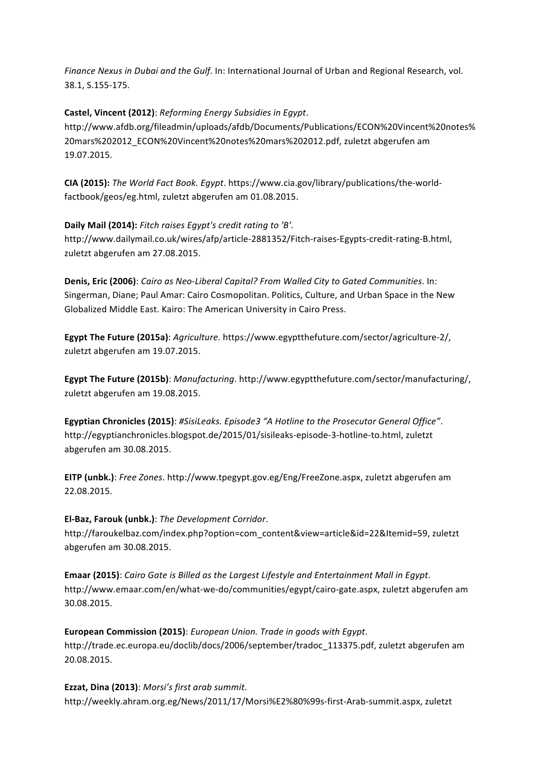*Finance Nexus in Dubai and the Gulf*. In: International Journal of Urban and Regional Research, vol. 38.1, S.155-175.

**Castel, Vincent (2012)**: *Reforming Energy Subsidies in Egypt*. http://www.afdb.org/fileadmin/uploads/afdb/Documents/Publications/ECON%20Vincent%20notes%20mars%202012_ECON%20Vincent%20notes%20mars%202012.pdf, zuletzt abgerufen am 19.07.2015.

**CIA (2015):** *The World Fact Book. Egypt*. https://www.cia.gov/library/publications/the-world-factbook/geos/eg.html, zuletzt abgerufen am 01.08.2015.

**Daily Mail (2014):** *Fitch raises Egypt's credit rating to 'B'*. http://www.dailymail.co.uk/wires/afp/article-2881352/Fitch-raises-Egypts-credit-rating-B.html, zuletzt abgerufen am 27.08.2015.

**Denis, Eric (2006)**: *Cairo as Neo-Liberal Capital? From Walled City to Gated Communities*. In: Singerman, Diane; Paul Amar: Cairo Cosmopolitan. Politics, Culture, and Urban Space in the New Globalized Middle East. Kairo: The American University in Cairo Press.

**Egypt The Future (2015a)**: *Agriculture*. https://www.egyptthefuture.com/sector/agriculture-2/, zuletzt abgerufen am 19.07.2015.

**Egypt The Future (2015b)**: *Manufacturing*. http://www.egyptthefuture.com/sector/manufacturing/, zuletzt abgerufen am 19.08.2015.

**Egyptian Chronicles (2015)**: *#SisiLeaks. Episode3 "A Hotline to the Prosecutor General Office"*. http://egyptianchronicles.blogspot.de/2015/01/sisileaks-episode-3-hotline-to.html, zuletzt abgerufen am 30.08.2015.

**EITP (unbk.)**: *Free Zones*. http://www.tpegypt.gov.eg/Eng/FreeZone.aspx, zuletzt abgerufen am 22.08.2015.

**El-Baz, Farouk (unbk.)**: *The Development Corridor*. http://faroukelbaz.com/index.php?option=com_content&view=article&id=22&Itemid=59, zuletzt abgerufen am 30.08.2015.

**Emaar (2015)**: *Cairo Gate is Billed as the Largest Lifestyle and Entertainment Mall in Egypt*. http://www.emaar.com/en/what-we-do/communities/egypt/cairo-gate.aspx, zuletzt abgerufen am 30.08.2015.

**European Commission (2015)**: *European Union. Trade in goods with Egypt*. http://trade.ec.europa.eu/doclib/docs/2006/september/tradoc_113375.pdf, zuletzt abgerufen am 20.08.2015.

**Ezzat, Dina (2013)**: *Morsi's first arab summit*. http://weekly.ahram.org.eg/News/2011/17/Morsi%E2%80%99s-first-Arab-summit.aspx, zuletzt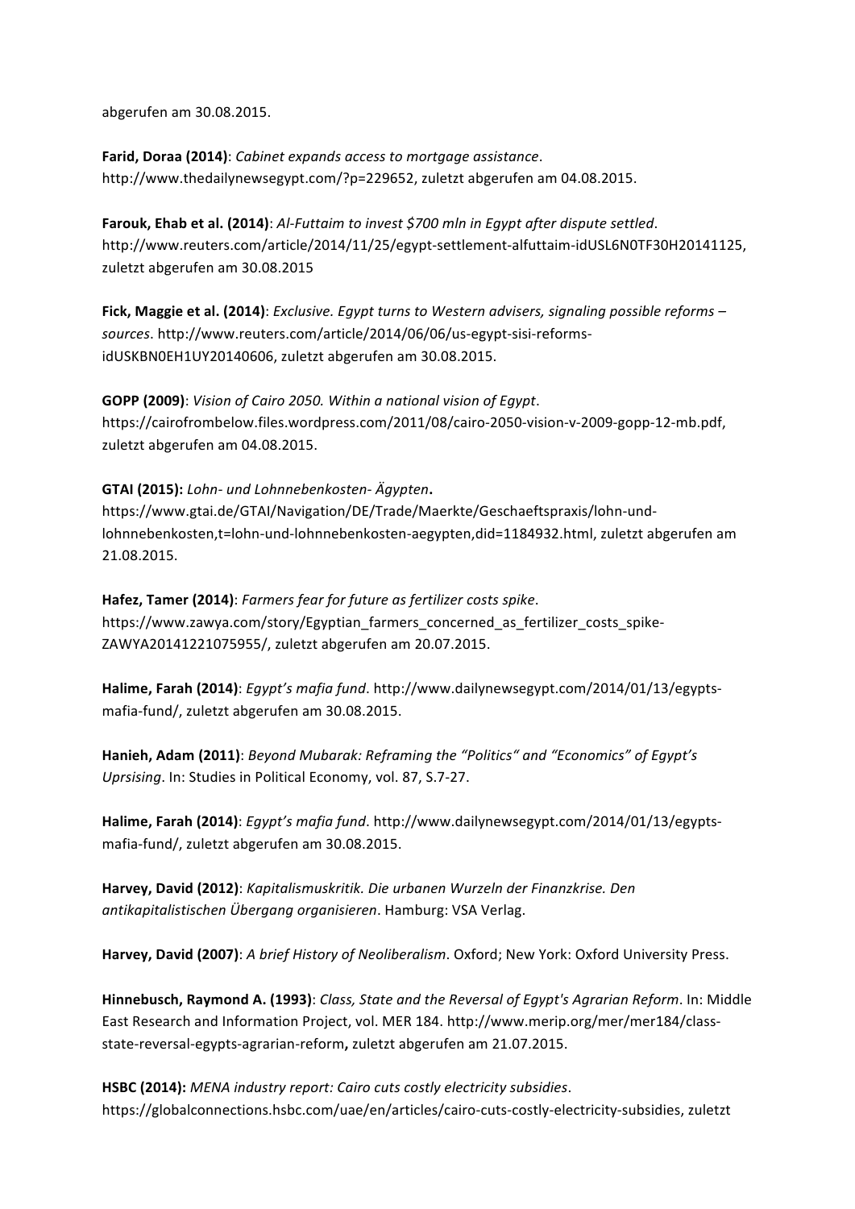abgerufen am 30.08.2015.

**Farid, Doraa (2014)**: *Cabinet expands access to mortgage assistance*. http://www.thedailynewsegypt.com/?p=229652, zuletzt abgerufen am 04.08.2015.

**Farouk, Ehab et al. (2014)**: *Al-Futtaim to invest $700 mln in Egypt after dispute settled*. http://www.reuters.com/article/2014/11/25/egypt-settlement-alfuttaim-idUSL6N0TF30H20141125, zuletzt abgerufen am 30.08.2015

**Fick, Maggie et al. (2014)**: *Exclusive. Egypt turns to Western advisers, signaling possible reforms – sources*. http://www.reuters.com/article/2014/06/06/us-egypt-sisi-reforms-idUSKBN0EH1UY20140606, zuletzt abgerufen am 30.08.2015.

**GOPP (2009)**: *Vision of Cairo 2050. Within a national vision of Egypt*. https://cairofrombelow.files.wordpress.com/2011/08/cairo-2050-vision-v-2009-gopp-12-mb.pdf, zuletzt abgerufen am 04.08.2015.

**GTAI (2015):** *Lohn- und Lohnnebenkosten- Ägypten***.** https://www.gtai.de/GTAI/Navigation/DE/Trade/Maerkte/Geschaeftspraxis/lohn-und-lohnnebenkosten,t=lohn-und-lohnnebenkosten-aegypten,did=1184932.html, zuletzt abgerufen am 21.08.2015.

**Hafez, Tamer (2014)**: *Farmers fear for future as fertilizer costs spike*. https://www.zawya.com/story/Egyptian_farmers_concerned_as_fertilizer_costs_spike-ZAWYA20141221075955/, zuletzt abgerufen am 20.07.2015.

**Halime, Farah (2014)**: *Egypt's mafia fund*. http://www.dailynewsegypt.com/2014/01/13/egypts-mafia-fund/, zuletzt abgerufen am 30.08.2015.

**Hanieh, Adam (2011)**: *Beyond Mubarak: Reframing the "Politics" and "Economics" of Egypt's Uprsising*. In: Studies in Political Economy, vol. 87, S.7-27.

**Halime, Farah (2014)**: *Egypt's mafia fund*. http://www.dailynewsegypt.com/2014/01/13/egypts-mafia-fund/, zuletzt abgerufen am 30.08.2015.

**Harvey, David (2012)**: *Kapitalismuskritik. Die urbanen Wurzeln der Finanzkrise. Den antikapitalistischen Übergang organisieren*. Hamburg: VSA Verlag.

**Harvey, David (2007)**: *A brief History of Neoliberalism*. Oxford; New York: Oxford University Press.

**Hinnebusch, Raymond A. (1993)**: *Class, State and the Reversal of Egypt's Agrarian Reform*. In: Middle East Research and Information Project, vol. MER 184. http://www.merip.org/mer/mer184/class-state-reversal-egypts-agrarian-reform**,** zuletzt abgerufen am 21.07.2015.

**HSBC (2014):** *MENA industry report: Cairo cuts costly electricity subsidies*. https://globalconnections.hsbc.com/uae/en/articles/cairo-cuts-costly-electricity-subsidies, zuletzt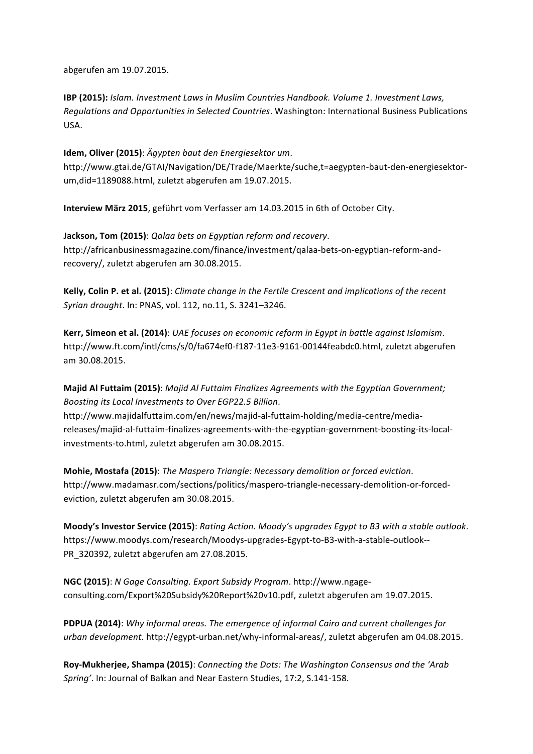abgerufen am 19.07.2015.

**IBP (2015):** *Islam. Investment Laws in Muslim Countries Handbook. Volume 1. Investment Laws, Regulations and Opportunities in Selected Countries*. Washington: International Business Publications USA.

**Idem, Oliver (2015)**: *Ägypten baut den Energiesektor um*. http://www.gtai.de/GTAI/Navigation/DE/Trade/Maerkte/suche,t=aegypten-baut-den-energiesektor-um,did=1189088.html, zuletzt abgerufen am 19.07.2015.

**Interview März 2015**, geführt vom Verfasser am 14.03.2015 in 6th of October City.

**Jackson, Tom (2015)**: *Qalaa bets on Egyptian reform and recovery*. http://africanbusinessmagazine.com/finance/investment/qalaa-bets-on-egyptian-reform-and-recovery/, zuletzt abgerufen am 30.08.2015.

**Kelly, Colin P. et al. (2015)**: *Climate change in the Fertile Crescent and implications of the recent Syrian drought*. In: PNAS, vol. 112, no.11, S. 3241–3246.

**Kerr, Simeon et al. (2014)**: *UAE focuses on economic reform in Egypt in battle against Islamism*. http://www.ft.com/intl/cms/s/0/fa674ef0-f187-11e3-9161-00144feabdc0.html, zuletzt abgerufen am 30.08.2015.

**Majid Al Futtaim (2015)**: *Majid Al Futtaim Finalizes Agreements with the Egyptian Government; Boosting its Local Investments to Over EGP22.5 Billion*. http://www.majidalfuttaim.com/en/news/majid-al-futtaim-holding/media-centre/media-releases/majid-al-futtaim-finalizes-agreements-with-the-egyptian-government-boosting-its-local-investments-to.html, zuletzt abgerufen am 30.08.2015.

**Mohie, Mostafa (2015)**: *The Maspero Triangle: Necessary demolition or forced eviction*. http://www.madamasr.com/sections/politics/maspero-triangle-necessary-demolition-or-forced-eviction, zuletzt abgerufen am 30.08.2015.

**Moody's Investor Service (2015)**: *Rating Action. Moody's upgrades Egypt to B3 with a stable outlook*. https://www.moodys.com/research/Moodys-upgrades-Egypt-to-B3-with-a-stable-outlook--PR_320392, zuletzt abgerufen am 27.08.2015.

**NGC (2015)**: *N Gage Consulting. Export Subsidy Program*. http://www.ngage-consulting.com/Export%20Subsidy%20Report%20v10.pdf, zuletzt abgerufen am 19.07.2015.

**PDPUA (2014)**: *Why informal areas. The emergence of informal Cairo and current challenges for urban development*. http://egypt-urban.net/why-informal-areas/, zuletzt abgerufen am 04.08.2015.

**Roy-Mukherjee, Shampa (2015)**: *Connecting the Dots: The Washington Consensus and the 'Arab Spring'*. In: Journal of Balkan and Near Eastern Studies, 17:2, S.141-158.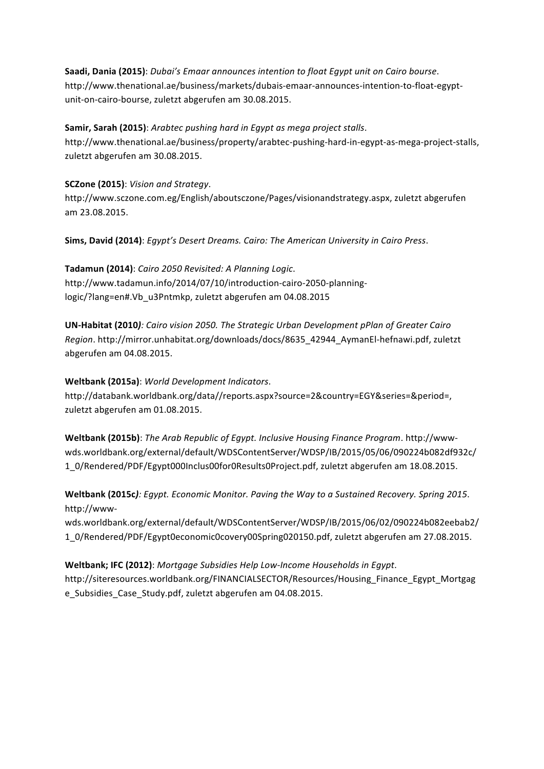**Saadi, Dania (2015)**: *Dubai's Emaar announces intention to float Egypt unit on Cairo bourse*. http://www.thenational.ae/business/markets/dubais-emaar-announces-intention-to-float-egypt-unit-on-cairo-bourse, zuletzt abgerufen am 30.08.2015.

**Samir, Sarah (2015)**: *Arabtec pushing hard in Egypt as mega project stalls*. http://www.thenational.ae/business/property/arabtec-pushing-hard-in-egypt-as-mega-project-stalls, zuletzt abgerufen am 30.08.2015.

**SCZone (2015)**: *Vision and Strategy*. http://www.sczone.com.eg/English/aboutsczone/Pages/visionandstrategy.aspx, zuletzt abgerufen am 23.08.2015.

**Sims, David (2014)**: *Egypt's Desert Dreams. Cairo: The American University in Cairo Press*.

**Tadamun (2014)**: *Cairo 2050 Revisited: A Planning Logic*. http://www.tadamun.info/2014/07/10/introduction-cairo-2050-planning-logic/?lang=en#.Vb_u3Pntmkp, zuletzt abgerufen am 04.08.2015

**UN-Habitat (2010***): Cairo vision 2050. The Strategic Urban Development pPlan of Greater Cairo Region*. http://mirror.unhabitat.org/downloads/docs/8635_42944_AymanEl-hefnawi.pdf, zuletzt abgerufen am 04.08.2015.

**Weltbank (2015a)**: *World Development Indicators*. http://databank.worldbank.org/data//reports.aspx?source=2&country=EGY&series=&period=, zuletzt abgerufen am 01.08.2015.

**Weltbank (2015b)**: *The Arab Republic of Egypt. Inclusive Housing Finance Program*. http://www-wds.worldbank.org/external/default/WDSContentServer/WDSP/IB/2015/05/06/090224b082df932c/1_0/Rendered/PDF/Egypt000Inclus00for0Results0Project.pdf, zuletzt abgerufen am 18.08.2015.

**Weltbank (2015c***): Egypt. Economic Monitor. Paving the Way to a Sustained Recovery. Spring 2015*. http://www-wds.worldbank.org/external/default/WDSContentServer/WDSP/IB/2015/06/02/090224b082eebab2/1_0/Rendered/PDF/Egypt0economic0covery00Spring020150.pdf, zuletzt abgerufen am 27.08.2015.

**Weltbank; IFC (2012)**: *Mortgage Subsidies Help Low-Income Households in Egypt*. http://siteresources.worldbank.org/FINANCIALSECTOR/Resources/Housing_Finance_Egypt_Mortgage_Subsidies_Case_Study.pdf, zuletzt abgerufen am 04.08.2015.